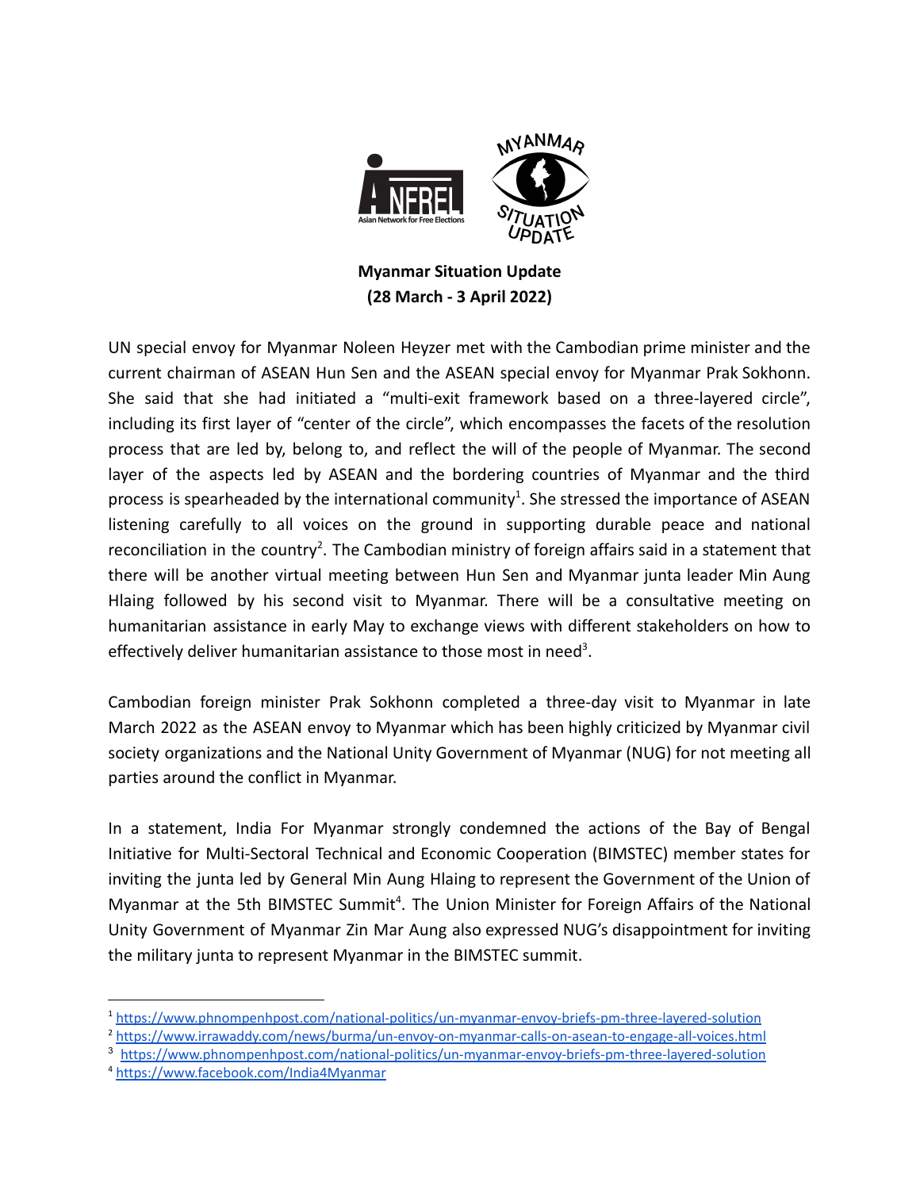**Myanmar Situation Update**
**(28 March - 3 April 2022)**

UN special envoy for Myanmar Noleen Heyzer met with the Cambodian prime minister and the current chairman of ASEAN Hun Sen and the ASEAN special envoy for Myanmar Prak Sokhonn. She said that she had initiated a "multi-exit framework based on a three-layered circle", including its first layer of "center of the circle", which encompasses the facets of the resolution process that are led by, belong to, and reflect the will of the people of Myanmar. The second layer of the aspects led by ASEAN and the bordering countries of Myanmar and the third process is spearheaded by the international community[1]. She stressed the importance of ASEAN listening carefully to all voices on the ground in supporting durable peace and national reconciliation in the country[2]. The Cambodian ministry of foreign affairs said in a statement that there will be another virtual meeting between Hun Sen and Myanmar junta leader Min Aung Hlaing followed by his second visit to Myanmar. There will be a consultative meeting on humanitarian assistance in early May to exchange views with different stakeholders on how to effectively deliver humanitarian assistance to those most in need[3].

Cambodian foreign minister Prak Sokhonn completed a three-day visit to Myanmar in late March 2022 as the ASEAN envoy to Myanmar which has been highly criticized by Myanmar civil society organizations and the National Unity Government of Myanmar (NUG) for not meeting all parties around the conflict in Myanmar.

In a statement, India For Myanmar strongly condemned the actions of the Bay of Bengal Initiative for Multi-Sectoral Technical and Economic Cooperation (BIMSTEC) member states for inviting the junta led by General Min Aung Hlaing to represent the Government of the Union of Myanmar at the 5th BIMSTEC Summit[4]. The Union Minister for Foreign Affairs of the National Unity Government of Myanmar Zin Mar Aung also expressed NUG's disappointment for inviting the military junta to represent Myanmar in the BIMSTEC summit.

---

[1] https://www.phnompenhpost.com/national-politics/un-myanmar-envoy-briefs-pm-three-layered-solution
[2] https://www.irrawaddy.com/news/burma/un-envoy-on-myanmar-calls-on-asean-to-engage-all-voices.html
[3] https://www.phnompenhpost.com/national-politics/un-myanmar-envoy-briefs-pm-three-layered-solution
[4] https://www.facebook.com/India4Myanmar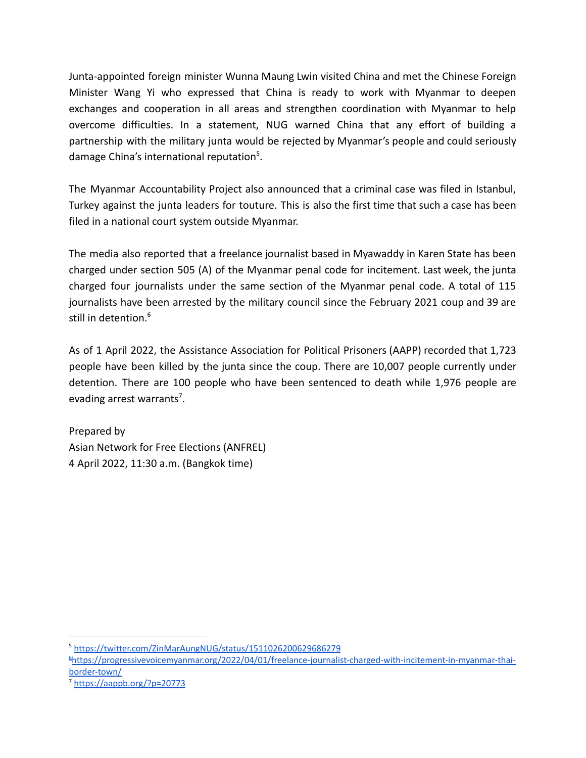Junta-appointed foreign minister Wunna Maung Lwin visited China and met the Chinese Foreign Minister Wang Yi who expressed that China is ready to work with Myanmar to deepen exchanges and cooperation in all areas and strengthen coordination with Myanmar to help overcome difficulties. In a statement, NUG warned China that any effort of building a partnership with the military junta would be rejected by Myanmar's people and could seriously damage China's international reputation[5].

The Myanmar Accountability Project also announced that a criminal case was filed in Istanbul, Turkey against the junta leaders for touture. This is also the first time that such a case has been filed in a national court system outside Myanmar.

The media also reported that a freelance journalist based in Myawaddy in Karen State has been charged under section 505 (A) of the Myanmar penal code for incitement. Last week, the junta charged four journalists under the same section of the Myanmar penal code. A total of 115 journalists have been arrested by the military council since the February 2021 coup and 39 are still in detention.[6]

As of 1 April 2022, the Assistance Association for Political Prisoners (AAPP) recorded that 1,723 people have been killed by the junta since the coup. There are 10,007 people currently under detention. There are 100 people who have been sentenced to death while 1,976 people are evading arrest warrants[7].

Prepared by
Asian Network for Free Elections (ANFREL)
4 April 2022, 11:30 a.m. (Bangkok time)

---

[5] https://twitter.com/ZinMarAungNUG/status/1511026200629686279

[6] https://progressivevoicemyanmar.org/2022/04/01/freelance-journalist-charged-with-incitement-in-myanmar-thai-border-town/

[7] https://aappb.org/?p=20773